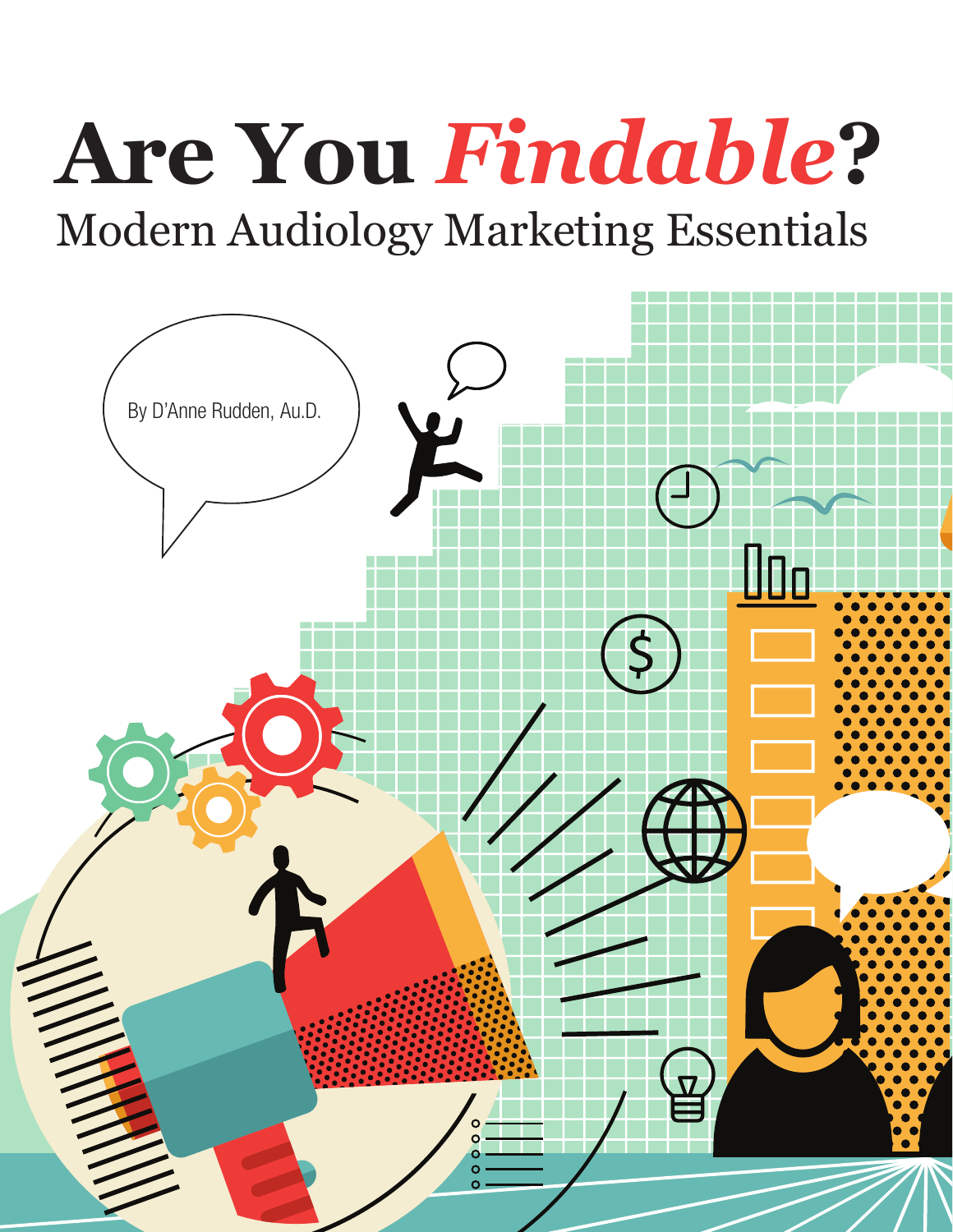# Are You *Findable*?

## Modern Audiology Marketing Essentials

By D'Anne Rudden, Au.D.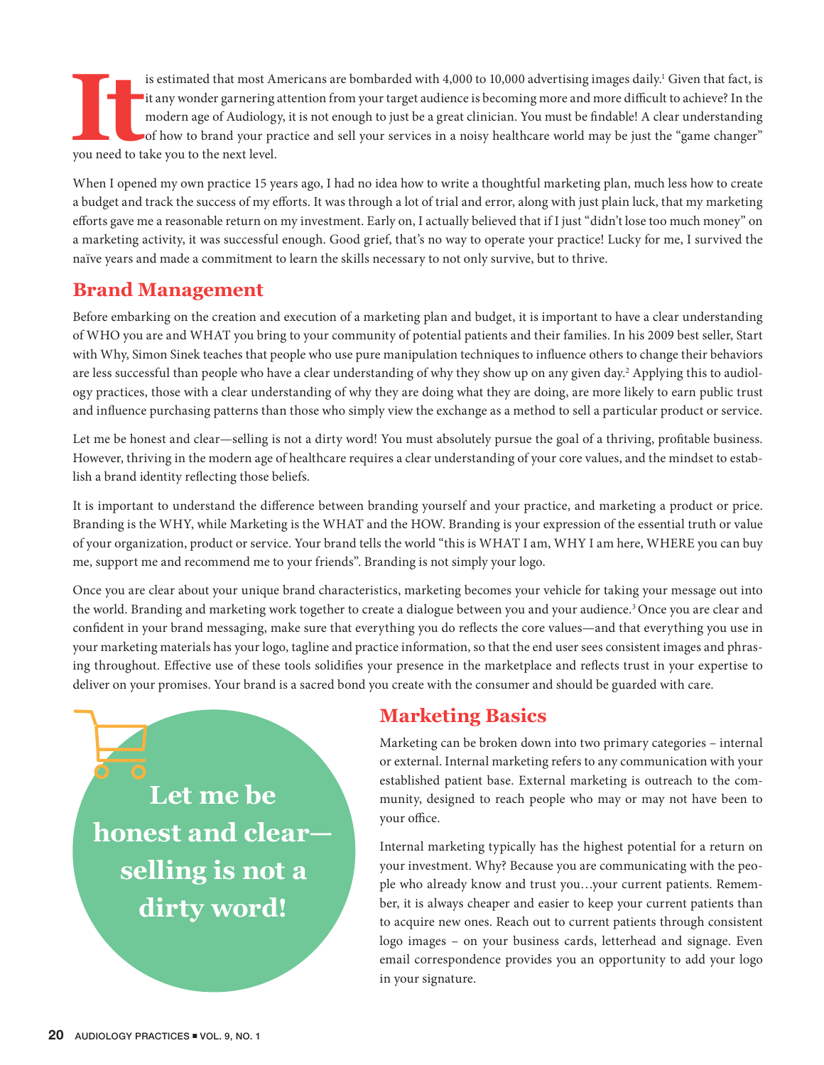It is estimated that most Americans are bombarded with 4,000 to 10,000 advertising images daily.[1] Given that fact, is it any wonder garnering attention from your target audience is becoming more and more difficult to achieve? In the modern age of Audiology, it is not enough to just be a great clinician. You must be findable! A clear understanding of how to brand your practice and sell your services in a noisy healthcare world may be just the "game changer" you need to take you to the next level.

When I opened my own practice 15 years ago, I had no idea how to write a thoughtful marketing plan, much less how to create a budget and track the success of my efforts. It was through a lot of trial and error, along with just plain luck, that my marketing efforts gave me a reasonable return on my investment. Early on, I actually believed that if I just "didn't lose too much money" on a marketing activity, it was successful enough. Good grief, that's no way to operate your practice! Lucky for me, I survived the naïve years and made a commitment to learn the skills necessary to not only survive, but to thrive.

## Brand Management

Before embarking on the creation and execution of a marketing plan and budget, it is important to have a clear understanding of WHO you are and WHAT you bring to your community of potential patients and their families. In his 2009 best seller, Start with Why, Simon Sinek teaches that people who use pure manipulation techniques to influence others to change their behaviors are less successful than people who have a clear understanding of why they show up on any given day.[2] Applying this to audiology practices, those with a clear understanding of why they are doing what they are doing, are more likely to earn public trust and influence purchasing patterns than those who simply view the exchange as a method to sell a particular product or service.

Let me be honest and clear—selling is not a dirty word! You must absolutely pursue the goal of a thriving, profitable business. However, thriving in the modern age of healthcare requires a clear understanding of your core values, and the mindset to establish a brand identity reflecting those beliefs.

It is important to understand the difference between branding yourself and your practice, and marketing a product or price. Branding is the WHY, while Marketing is the WHAT and the HOW. Branding is your expression of the essential truth or value of your organization, product or service. Your brand tells the world "this is WHAT I am, WHY I am here, WHERE you can buy me, support me and recommend me to your friends". Branding is not simply your logo.

Once you are clear about your unique brand characteristics, marketing becomes your vehicle for taking your message out into the world. Branding and marketing work together to create a dialogue between you and your audience.[3] Once you are clear and confident in your brand messaging, make sure that everything you do reflects the core values—and that everything you use in your marketing materials has your logo, tagline and practice information, so that the end user sees consistent images and phrasing throughout. Effective use of these tools solidifies your presence in the marketplace and reflects trust in your expertise to deliver on your promises. Your brand is a sacred bond you create with the consumer and should be guarded with care.

**Let me be honest and clear—selling is not a dirty word!**

## Marketing Basics

Marketing can be broken down into two primary categories – internal or external. Internal marketing refers to any communication with your established patient base. External marketing is outreach to the community, designed to reach people who may or may not have been to your office.

Internal marketing typically has the highest potential for a return on your investment. Why? Because you are communicating with the people who already know and trust you…your current patients. Remember, it is always cheaper and easier to keep your current patients than to acquire new ones. Reach out to current patients through consistent logo images – on your business cards, letterhead and signage. Even email correspondence provides you an opportunity to add your logo in your signature.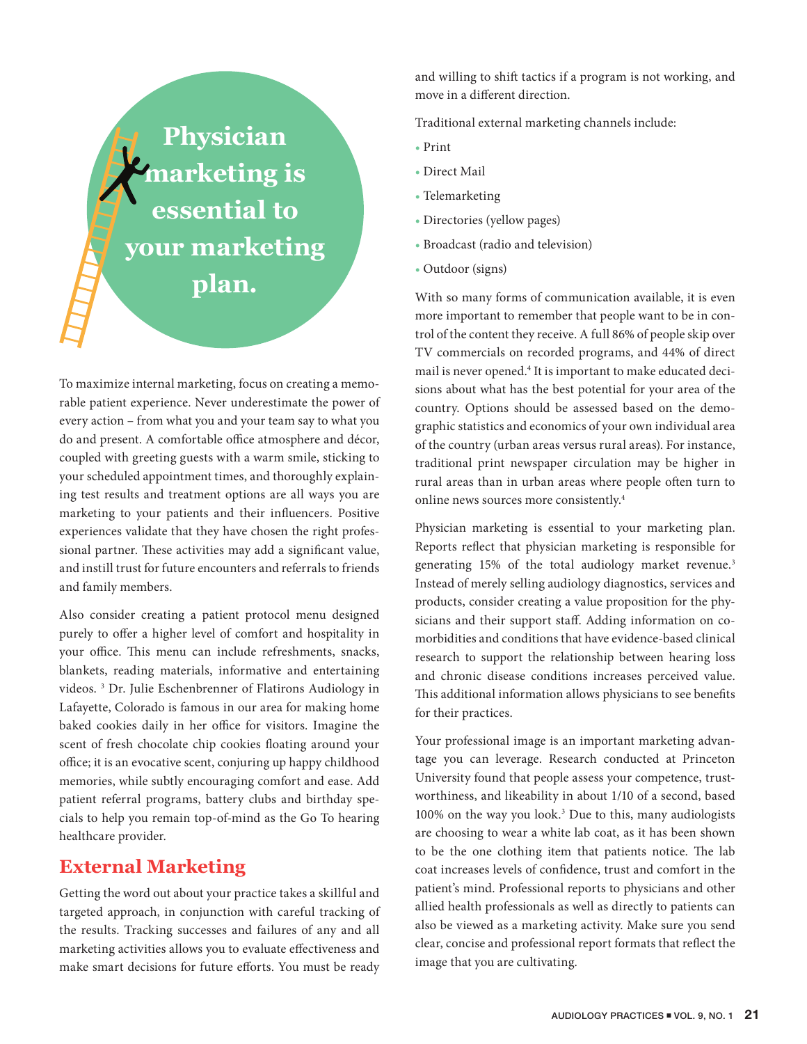**Physician marketing is essential to your marketing plan.**

To maximize internal marketing, focus on creating a memorable patient experience. Never underestimate the power of every action – from what you and your team say to what you do and present. A comfortable office atmosphere and décor, coupled with greeting guests with a warm smile, sticking to your scheduled appointment times, and thoroughly explaining test results and treatment options are all ways you are marketing to your patients and their influencers. Positive experiences validate that they have chosen the right professional partner. These activities may add a significant value, and instill trust for future encounters and referrals to friends and family members.

Also consider creating a patient protocol menu designed purely to offer a higher level of comfort and hospitality in your office. This menu can include refreshments, snacks, blankets, reading materials, informative and entertaining videos. [3] Dr. Julie Eschenbrenner of Flatirons Audiology in Lafayette, Colorado is famous in our area for making home baked cookies daily in her office for visitors. Imagine the scent of fresh chocolate chip cookies floating around your office; it is an evocative scent, conjuring up happy childhood memories, while subtly encouraging comfort and ease. Add patient referral programs, battery clubs and birthday specials to help you remain top-of-mind as the Go To hearing healthcare provider.

## External Marketing

Getting the word out about your practice takes a skillful and targeted approach, in conjunction with careful tracking of the results. Tracking successes and failures of any and all marketing activities allows you to evaluate effectiveness and make smart decisions for future efforts. You must be ready and willing to shift tactics if a program is not working, and move in a different direction.

Traditional external marketing channels include:

- Print
- Direct Mail
- Telemarketing
- Directories (yellow pages)
- Broadcast (radio and television)
- Outdoor (signs)

With so many forms of communication available, it is even more important to remember that people want to be in control of the content they receive. A full 86% of people skip over TV commercials on recorded programs, and 44% of direct mail is never opened.[4] It is important to make educated decisions about what has the best potential for your area of the country. Options should be assessed based on the demographic statistics and economics of your own individual area of the country (urban areas versus rural areas). For instance, traditional print newspaper circulation may be higher in rural areas than in urban areas where people often turn to online news sources more consistently.[4]

Physician marketing is essential to your marketing plan. Reports reflect that physician marketing is responsible for generating 15% of the total audiology market revenue.[3] Instead of merely selling audiology diagnostics, services and products, consider creating a value proposition for the physicians and their support staff. Adding information on co-morbidities and conditions that have evidence-based clinical research to support the relationship between hearing loss and chronic disease conditions increases perceived value. This additional information allows physicians to see benefits for their practices.

Your professional image is an important marketing advantage you can leverage. Research conducted at Princeton University found that people assess your competence, trustworthiness, and likeability in about 1/10 of a second, based 100% on the way you look.[3] Due to this, many audiologists are choosing to wear a white lab coat, as it has been shown to be the one clothing item that patients notice. The lab coat increases levels of confidence, trust and comfort in the patient's mind. Professional reports to physicians and other allied health professionals as well as directly to patients can also be viewed as a marketing activity. Make sure you send clear, concise and professional report formats that reflect the image that you are cultivating.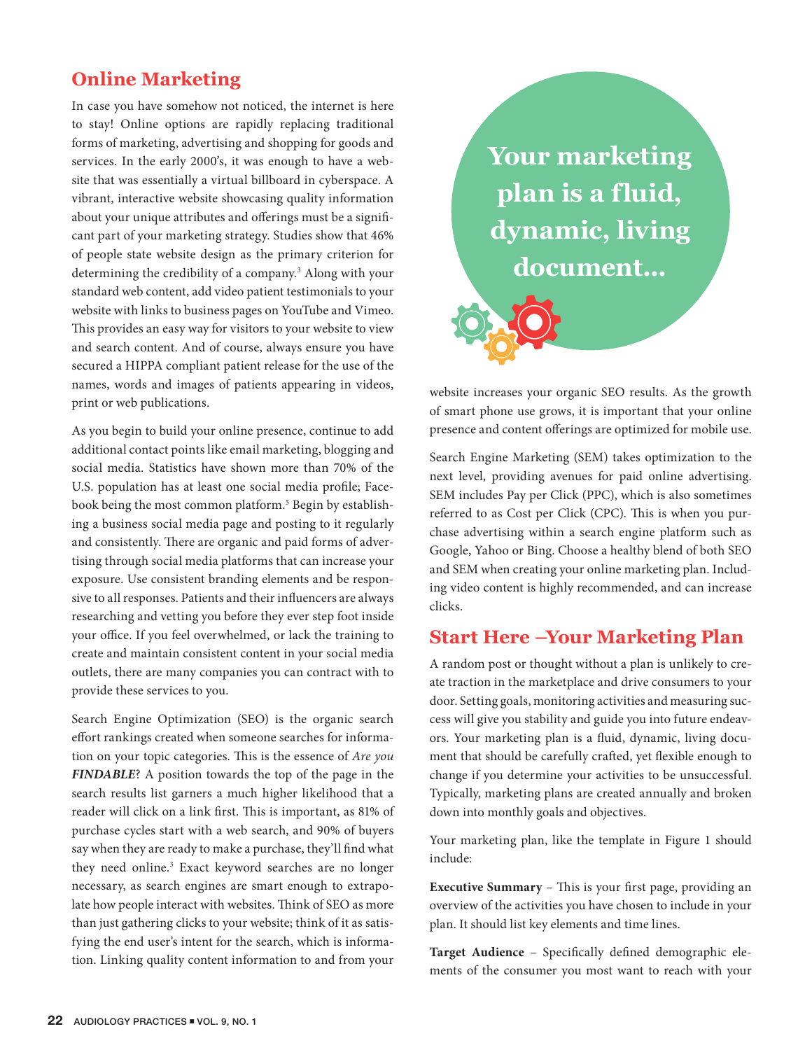## Online Marketing

In case you have somehow not noticed, the internet is here to stay! Online options are rapidly replacing traditional forms of marketing, advertising and shopping for goods and services. In the early 2000's, it was enough to have a website that was essentially a virtual billboard in cyberspace. A vibrant, interactive website showcasing quality information about your unique attributes and offerings must be a significant part of your marketing strategy. Studies show that 46% of people state website design as the primary criterion for determining the credibility of a company.[3] Along with your standard web content, add video patient testimonials to your website with links to business pages on YouTube and Vimeo. This provides an easy way for visitors to your website to view and search content. And of course, always ensure you have secured a HIPPA compliant patient release for the use of the names, words and images of patients appearing in videos, print or web publications.

As you begin to build your online presence, continue to add additional contact points like email marketing, blogging and social media. Statistics have shown more than 70% of the U.S. population has at least one social media profile; Facebook being the most common platform.[5] Begin by establishing a business social media page and posting to it regularly and consistently. There are organic and paid forms of advertising through social media platforms that can increase your exposure. Use consistent branding elements and be responsive to all responses. Patients and their influencers are always researching and vetting you before they ever step foot inside your office. If you feel overwhelmed, or lack the training to create and maintain consistent content in your social media outlets, there are many companies you can contract with to provide these services to you.

Search Engine Optimization (SEO) is the organic search effort rankings created when someone searches for information on your topic categories. This is the essence of *Are you **FINDABLE***? A position towards the top of the page in the search results list garners a much higher likelihood that a reader will click on a link first. This is important, as 81% of purchase cycles start with a web search, and 90% of buyers say when they are ready to make a purchase, they'll find what they need online.[3] Exact keyword searches are no longer necessary, as search engines are smart enough to extrapolate how people interact with websites. Think of SEO as more than just gathering clicks to your website; think of it as satisfying the end user's intent for the search, which is information. Linking quality content information to and from your website increases your organic SEO results. As the growth of smart phone use grows, it is important that your online presence and content offerings are optimized for mobile use.

**Your marketing plan is a fluid, dynamic, living document...**

Search Engine Marketing (SEM) takes optimization to the next level, providing avenues for paid online advertising. SEM includes Pay per Click (PPC), which is also sometimes referred to as Cost per Click (CPC). This is when you purchase advertising within a search engine platform such as Google, Yahoo or Bing. Choose a healthy blend of both SEO and SEM when creating your online marketing plan. Including video content is highly recommended, and can increase clicks.

## Start Here –Your Marketing Plan

A random post or thought without a plan is unlikely to create traction in the marketplace and drive consumers to your door. Setting goals, monitoring activities and measuring success will give you stability and guide you into future endeavors. Your marketing plan is a fluid, dynamic, living document that should be carefully crafted, yet flexible enough to change if you determine your activities to be unsuccessful. Typically, marketing plans are created annually and broken down into monthly goals and objectives.

Your marketing plan, like the template in Figure 1 should include:

**Executive Summary** – This is your first page, providing an overview of the activities you have chosen to include in your plan. It should list key elements and time lines.

**Target Audience** – Specifically defined demographic elements of the consumer you most want to reach with your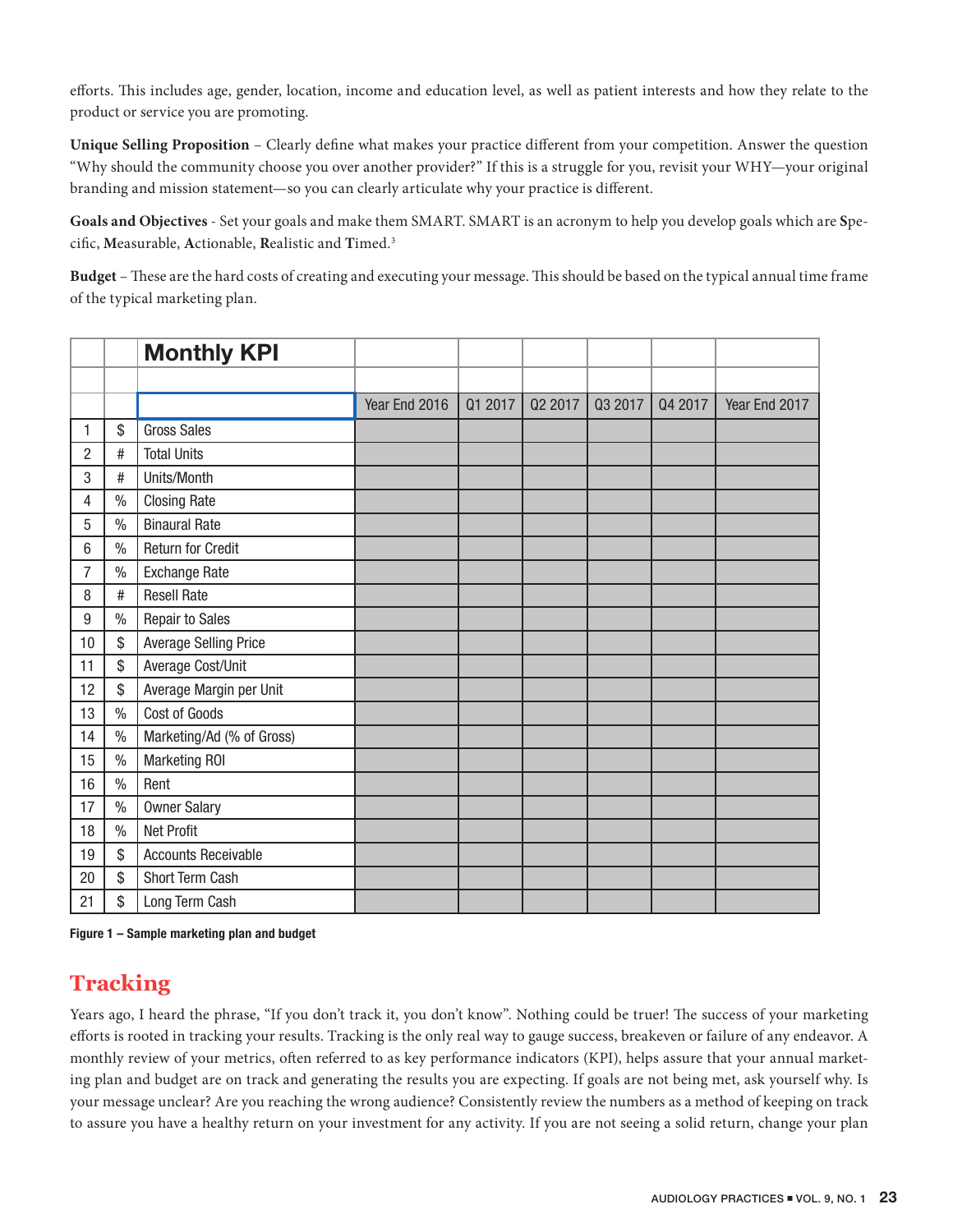efforts. This includes age, gender, location, income and education level, as well as patient interests and how they relate to the product or service you are promoting.

**Unique Selling Proposition** – Clearly define what makes your practice different from your competition. Answer the question "Why should the community choose you over another provider?" If this is a struggle for you, revisit your WHY—your original branding and mission statement—so you can clearly articulate why your practice is different.

**Goals and Objectives** - Set your goals and make them SMART. SMART is an acronym to help you develop goals which are **S**pecific, **M**easurable, **A**ctionable, **R**ealistic and **T**imed.[3]

**Budget** – These are the hard costs of creating and executing your message. This should be based on the typical annual time frame of the typical marketing plan.

| | | Monthly KPI | Year End 2016 | Q1 2017 | Q2 2017 | Q3 2017 | Q4 2017 | Year End 2017 |
|---|---|---|---|---|---|---|---|---|
| 1 | $ | Gross Sales | | | | | | |
| 2 | # | Total Units | | | | | | |
| 3 | # | Units/Month | | | | | | |
| 4 | % | Closing Rate | | | | | | |
| 5 | % | Binaural Rate | | | | | | |
| 6 | % | Return for Credit | | | | | | |
| 7 | % | Exchange Rate | | | | | | |
| 8 | # | Resell Rate | | | | | | |
| 9 | % | Repair to Sales | | | | | | |
| 10 | $ | Average Selling Price | | | | | | |
| 11 | $ | Average Cost/Unit | | | | | | |
| 12 | $ | Average Margin per Unit | | | | | | |
| 13 | % | Cost of Goods | | | | | | |
| 14 | % | Marketing/Ad (% of Gross) | | | | | | |
| 15 | % | Marketing ROI | | | | | | |
| 16 | % | Rent | | | | | | |
| 17 | % | Owner Salary | | | | | | |
| 18 | % | Net Profit | | | | | | |
| 19 | $ | Accounts Receivable | | | | | | |
| 20 | $ | Short Term Cash | | | | | | |
| 21 | $ | Long Term Cash | | | | | | |

**Figure 1 – Sample marketing plan and budget**

## Tracking

Years ago, I heard the phrase, "If you don't track it, you don't know". Nothing could be truer! The success of your marketing efforts is rooted in tracking your results. Tracking is the only real way to gauge success, breakeven or failure of any endeavor. A monthly review of your metrics, often referred to as key performance indicators (KPI), helps assure that your annual marketing plan and budget are on track and generating the results you are expecting. If goals are not being met, ask yourself why. Is your message unclear? Are you reaching the wrong audience? Consistently review the numbers as a method of keeping on track to assure you have a healthy return on your investment for any activity. If you are not seeing a solid return, change your plan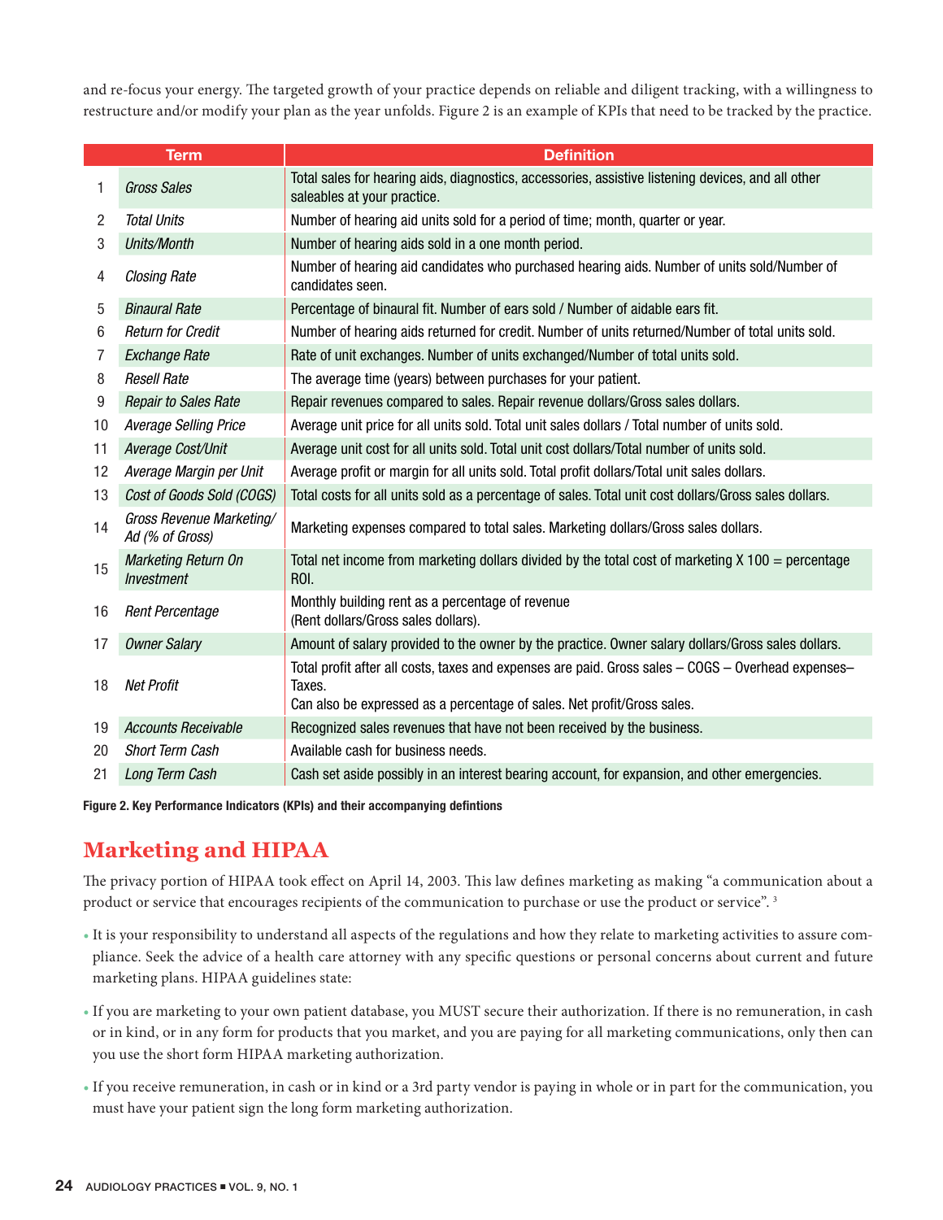and re-focus your energy. The targeted growth of your practice depends on reliable and diligent tracking, with a willingness to restructure and/or modify your plan as the year unfolds. Figure 2 is an example of KPIs that need to be tracked by the practice.

| | Term | Definition |
|---|---|---|
| 1 | *Gross Sales* | Total sales for hearing aids, diagnostics, accessories, assistive listening devices, and all other saleables at your practice. |
| 2 | *Total Units* | Number of hearing aid units sold for a period of time; month, quarter or year. |
| 3 | *Units/Month* | Number of hearing aids sold in a one month period. |
| 4 | *Closing Rate* | Number of hearing aid candidates who purchased hearing aids. Number of units sold/Number of candidates seen. |
| 5 | *Binaural Rate* | Percentage of binaural fit. Number of ears sold / Number of aidable ears fit. |
| 6 | *Return for Credit* | Number of hearing aids returned for credit. Number of units returned/Number of total units sold. |
| 7 | *Exchange Rate* | Rate of unit exchanges. Number of units exchanged/Number of total units sold. |
| 8 | *Resell Rate* | The average time (years) between purchases for your patient. |
| 9 | *Repair to Sales Rate* | Repair revenues compared to sales. Repair revenue dollars/Gross sales dollars. |
| 10 | *Average Selling Price* | Average unit price for all units sold. Total unit sales dollars / Total number of units sold. |
| 11 | *Average Cost/Unit* | Average unit cost for all units sold. Total unit cost dollars/Total number of units sold. |
| 12 | *Average Margin per Unit* | Average profit or margin for all units sold. Total profit dollars/Total unit sales dollars. |
| 13 | *Cost of Goods Sold (COGS)* | Total costs for all units sold as a percentage of sales. Total unit cost dollars/Gross sales dollars. |
| 14 | *Gross Revenue Marketing/ Ad (% of Gross)* | Marketing expenses compared to total sales. Marketing dollars/Gross sales dollars. |
| 15 | *Marketing Return On Investment* | Total net income from marketing dollars divided by the total cost of marketing X 100 = percentage ROI. |
| 16 | *Rent Percentage* | Monthly building rent as a percentage of revenue (Rent dollars/Gross sales dollars). |
| 17 | *Owner Salary* | Amount of salary provided to the owner by the practice. Owner salary dollars/Gross sales dollars. |
| 18 | *Net Profit* | Total profit after all costs, taxes and expenses are paid. Gross sales – COGS – Overhead expenses– Taxes. Can also be expressed as a percentage of sales. Net profit/Gross sales. |
| 19 | *Accounts Receivable* | Recognized sales revenues that have not been received by the business. |
| 20 | *Short Term Cash* | Available cash for business needs. |
| 21 | *Long Term Cash* | Cash set aside possibly in an interest bearing account, for expansion, and other emergencies. |

**Figure 2. Key Performance Indicators (KPIs) and their accompanying defintions**

## Marketing and HIPAA

The privacy portion of HIPAA took effect on April 14, 2003. This law defines marketing as making "a communication about a product or service that encourages recipients of the communication to purchase or use the product or service". [3]

- It is your responsibility to understand all aspects of the regulations and how they relate to marketing activities to assure compliance. Seek the advice of a health care attorney with any specific questions or personal concerns about current and future marketing plans. HIPAA guidelines state:
- If you are marketing to your own patient database, you MUST secure their authorization. If there is no remuneration, in cash or in kind, or in any form for products that you market, and you are paying for all marketing communications, only then can you use the short form HIPAA marketing authorization.
- If you receive remuneration, in cash or in kind or a 3rd party vendor is paying in whole or in part for the communication, you must have your patient sign the long form marketing authorization.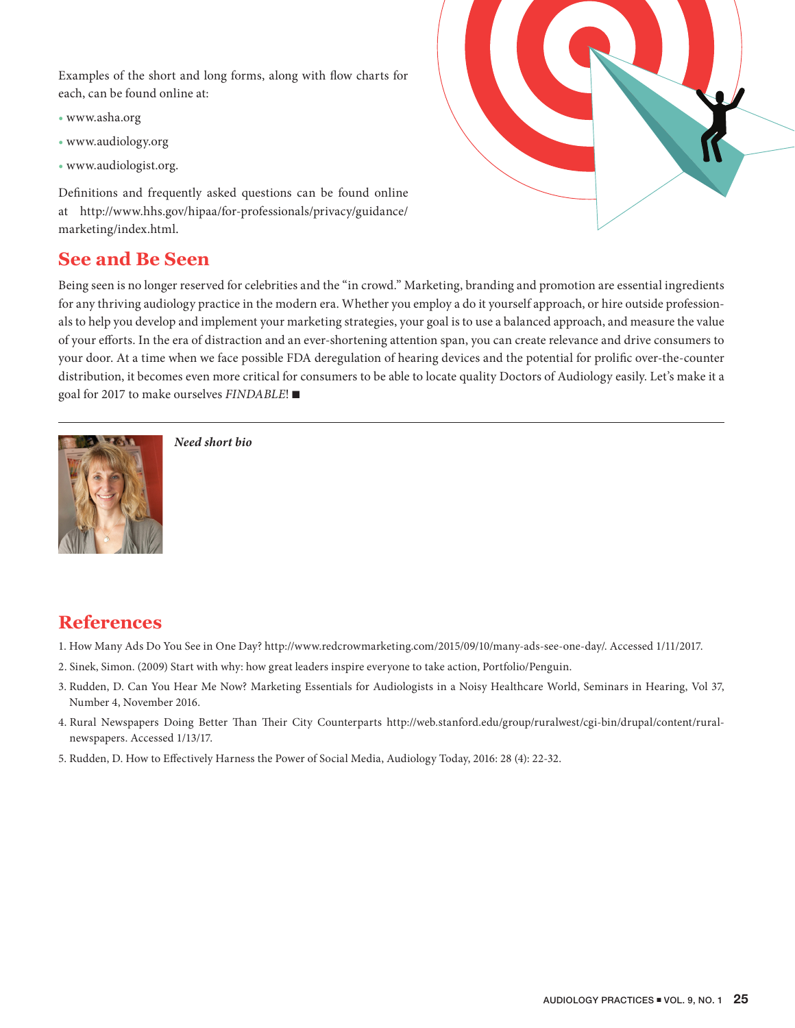Examples of the short and long forms, along with flow charts for each, can be found online at:

- www.asha.org
- www.audiology.org
- www.audiologist.org.

Definitions and frequently asked questions can be found online at http://www.hhs.gov/hipaa/for-professionals/privacy/guidance/marketing/index.html.

## See and Be Seen

Being seen is no longer reserved for celebrities and the "in crowd." Marketing, branding and promotion are essential ingredients for any thriving audiology practice in the modern era. Whether you employ a do it yourself approach, or hire outside professionals to help you develop and implement your marketing strategies, your goal is to use a balanced approach, and measure the value of your efforts. In the era of distraction and an ever-shortening attention span, you can create relevance and drive consumers to your door. At a time when we face possible FDA deregulation of hearing devices and the potential for prolific over-the-counter distribution, it becomes even more critical for consumers to be able to locate quality Doctors of Audiology easily. Let's make it a goal for 2017 to make ourselves *FINDABLE*! ■

***Need short bio***

## References

1. How Many Ads Do You See in One Day? http://www.redcrowmarketing.com/2015/09/10/many-ads-see-one-day/. Accessed 1/11/2017.
2. Sinek, Simon. (2009) Start with why: how great leaders inspire everyone to take action, Portfolio/Penguin.
3. Rudden, D. Can You Hear Me Now? Marketing Essentials for Audiologists in a Noisy Healthcare World, Seminars in Hearing, Vol 37, Number 4, November 2016.
4. Rural Newspapers Doing Better Than Their City Counterparts http://web.stanford.edu/group/ruralwest/cgi-bin/drupal/content/rural-newspapers. Accessed 1/13/17.
5. Rudden, D. How to Effectively Harness the Power of Social Media, Audiology Today, 2016: 28 (4): 22-32.